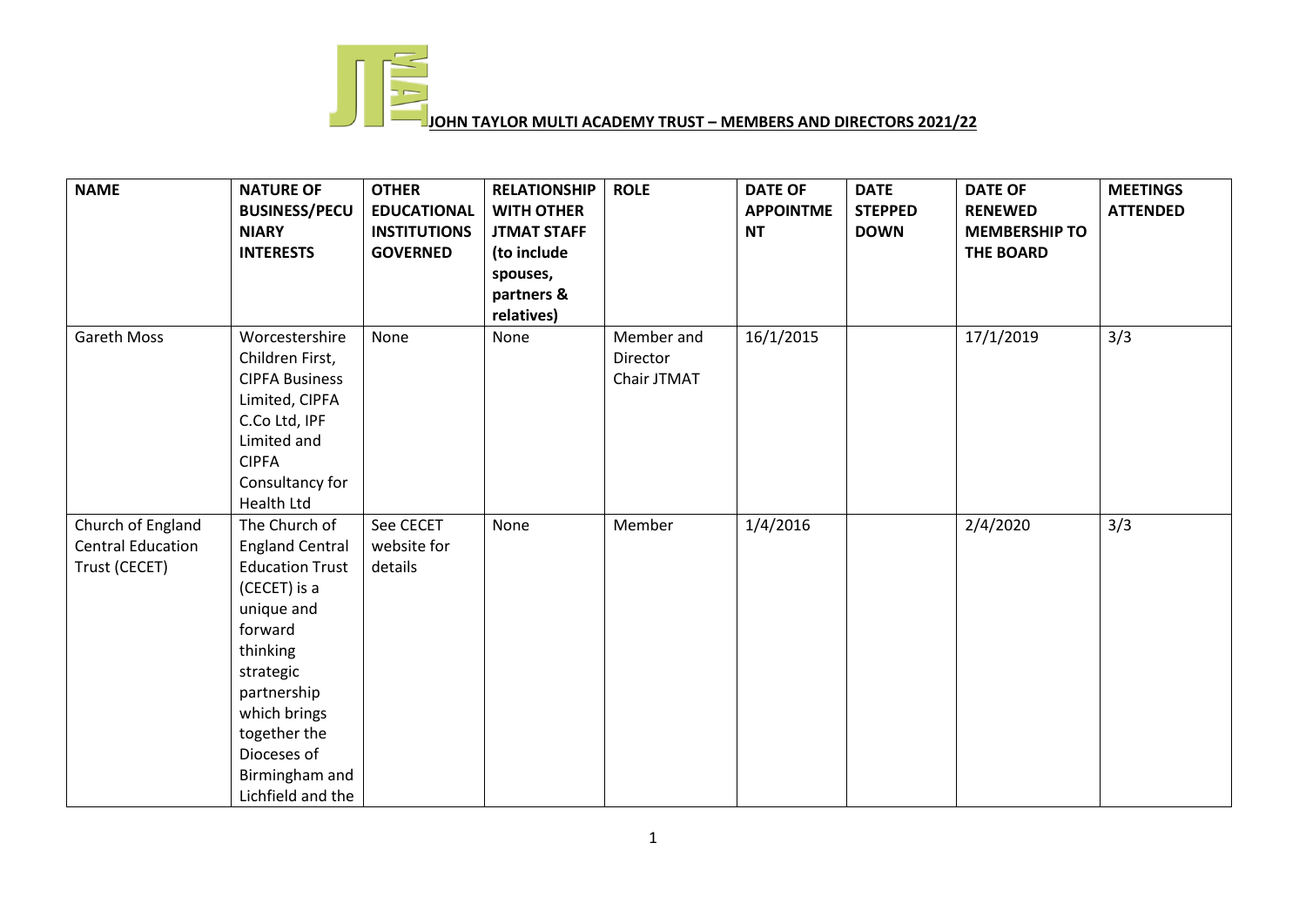# JOHN TAYLOR MULTI ACADEMY TRUST – MEMBERS AND DIRECTORS 2021/22

| NAME | NATURE OF BUSINESS/PECUNIARY INTERESTS | OTHER EDUCATIONAL INSTITUTIONS GOVERNED | RELATIONSHIP WITH OTHER JTMAT STAFF (to include spouses, partners & relatives) | ROLE | DATE OF APPOINTMENT | DATE STEPPED DOWN | DATE OF RENEWED MEMBERSHIP TO THE BOARD | MEETINGS ATTENDED |
|---|---|---|---|---|---|---|---|---|
| Gareth Moss | Worcestershire Children First, CIPFA Business Limited, CIPFA C.Co Ltd, IPF Limited and CIPFA Consultancy for Health Ltd | None | None | Member and Director Chair JTMAT | 16/1/2015 | | 17/1/2019 | 3/3 |
| Church of England Central Education Trust (CECET) | The Church of England Central Education Trust (CECET) is a unique and forward thinking strategic partnership which brings together the Dioceses of Birmingham and Lichfield and the | See CECET website for details | None | Member | 1/4/2016 | | 2/4/2020 | 3/3 |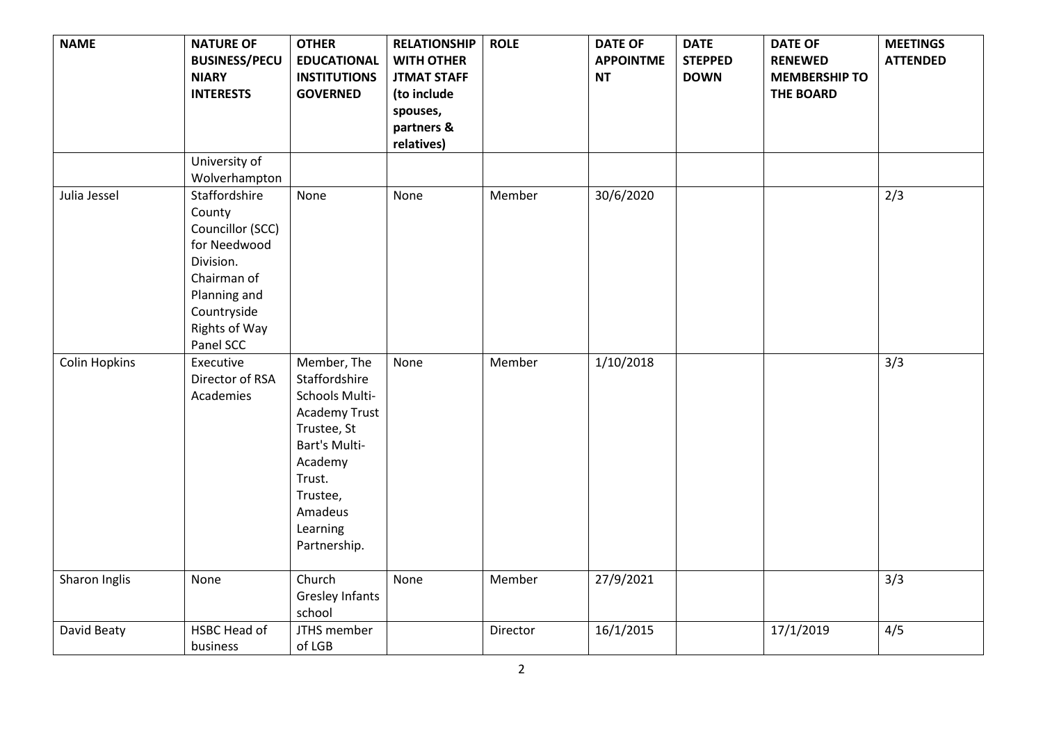| NAME | NATURE OF BUSINESS/PECUNIARY INTERESTS | OTHER EDUCATIONAL INSTITUTIONS GOVERNED | RELATIONSHIP WITH OTHER JTMAT STAFF (to include spouses, partners & relatives) | ROLE | DATE OF APPOINTMENT | DATE STEPPED DOWN | DATE OF RENEWED MEMBERSHIP TO THE BOARD | MEETINGS ATTENDED |
|---|---|---|---|---|---|---|---|---|
| | University of Wolverhampton | | | | | | | |
| Julia Jessel | Staffordshire County Councillor (SCC) for Needwood Division. Chairman of Planning and Countryside Rights of Way Panel SCC | None | None | Member | 30/6/2020 | | | 2/3 |
| Colin Hopkins | Executive Director of RSA Academies | Member, The Staffordshire Schools Multi-Academy Trust Trustee, St Bart's Multi-Academy Trust. Trustee, Amadeus Learning Partnership. | None | Member | 1/10/2018 | | | 3/3 |
| Sharon Inglis | None | Church Gresley Infants school | None | Member | 27/9/2021 | | | 3/3 |
| David Beaty | HSBC Head of business | JTHS member of LGB | | Director | 16/1/2015 | | 17/1/2019 | 4/5 |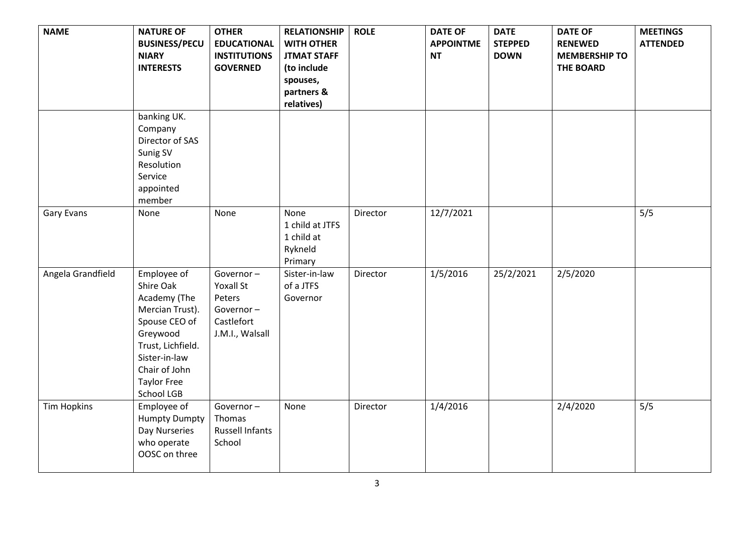| NAME | NATURE OF BUSINESS/PECUNIARY INTERESTS | OTHER EDUCATIONAL INSTITUTIONS GOVERNED | RELATIONSHIP WITH OTHER JTMAT STAFF (to include spouses, partners & relatives) | ROLE | DATE OF APPOINTMENT | DATE STEPPED DOWN | DATE OF RENEWED MEMBERSHIP TO THE BOARD | MEETINGS ATTENDED |
|---|---|---|---|---|---|---|---|---|
| | banking UK. Company Director of SAS Sunig SV Resolution Service appointed member | | | | | | | |
| Gary Evans | None | None | None 1 child at JTFS 1 child at Rykneld Primary | Director | 12/7/2021 | | | 5/5 |
| Angela Grandfield | Employee of Shire Oak Academy (The Mercian Trust). Spouse CEO of Greywood Trust, Lichfield. Sister-in-law Chair of John Taylor Free School LGB | Governor – Yoxall St Peters Governor – Castlefort J.M.I., Walsall | Sister-in-law of a JTFS Governor | Director | 1/5/2016 | 25/2/2021 | 2/5/2020 | |
| Tim Hopkins | Employee of Humpty Dumpty Day Nurseries who operate OOSC on three | Governor – Thomas Russell Infants School | None | Director | 1/4/2016 | | 2/4/2020 | 5/5 |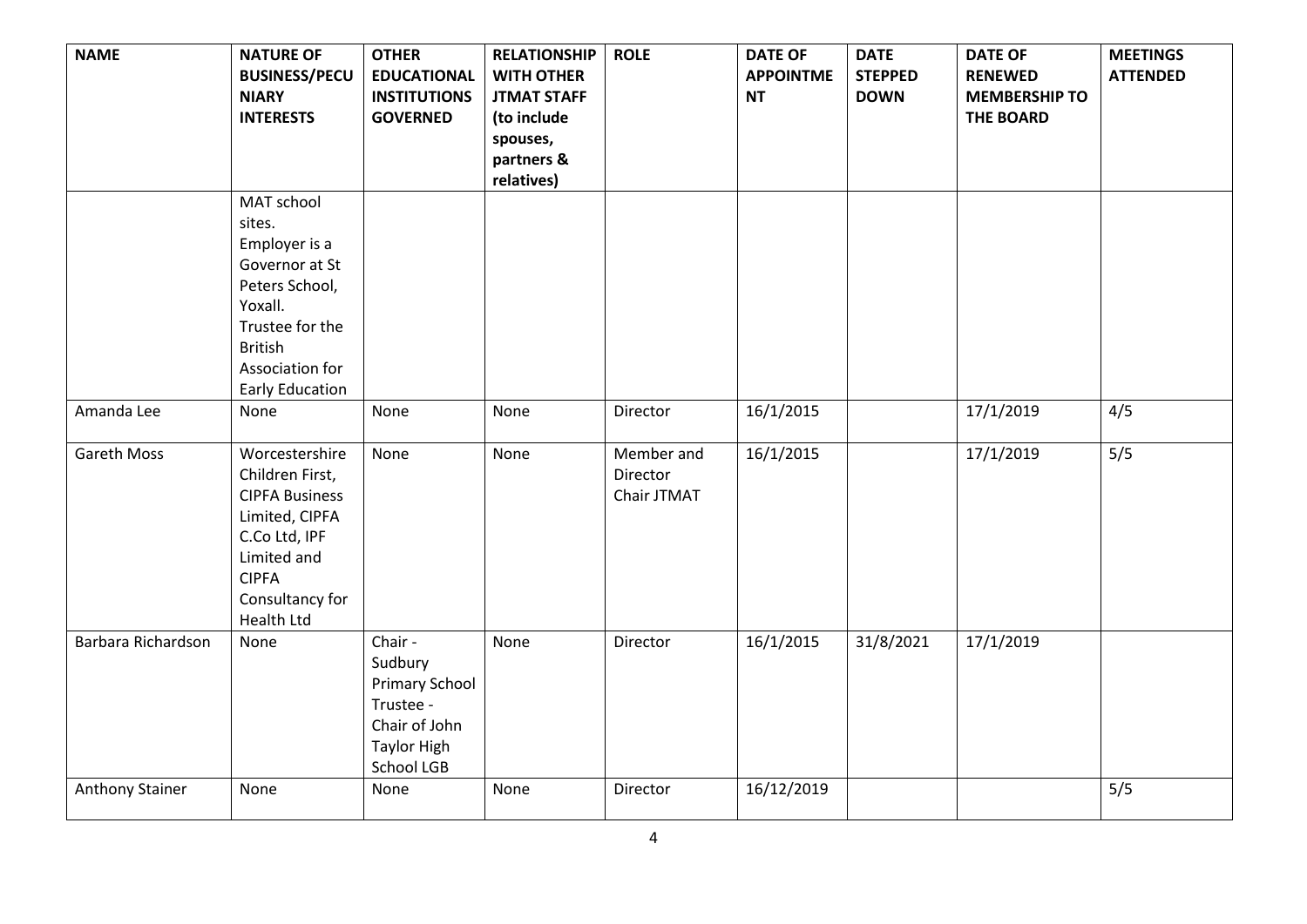| NAME | NATURE OF BUSINESS/PECUNIARY INTERESTS | OTHER EDUCATIONAL INSTITUTIONS GOVERNED | RELATIONSHIP WITH OTHER JTMAT STAFF (to include spouses, partners & relatives) | ROLE | DATE OF APPOINTMENT | DATE STEPPED DOWN | DATE OF RENEWED MEMBERSHIP TO THE BOARD | MEETINGS ATTENDED |
|---|---|---|---|---|---|---|---|---|
| | MAT school sites. Employer is a Governor at St Peters School, Yoxall. Trustee for the British Association for Early Education | | | | | | | |
| Amanda Lee | None | None | None | Director | 16/1/2015 | | 17/1/2019 | 4/5 |
| Gareth Moss | Worcestershire Children First, CIPFA Business Limited, CIPFA C.Co Ltd, IPF Limited and CIPFA Consultancy for Health Ltd | None | None | Member and Director Chair JTMAT | 16/1/2015 | | 17/1/2019 | 5/5 |
| Barbara Richardson | None | Chair - Sudbury Primary School Trustee - Chair of John Taylor High School LGB | None | Director | 16/1/2015 | 31/8/2021 | 17/1/2019 | |
| Anthony Stainer | None | None | None | Director | 16/12/2019 | | | 5/5 |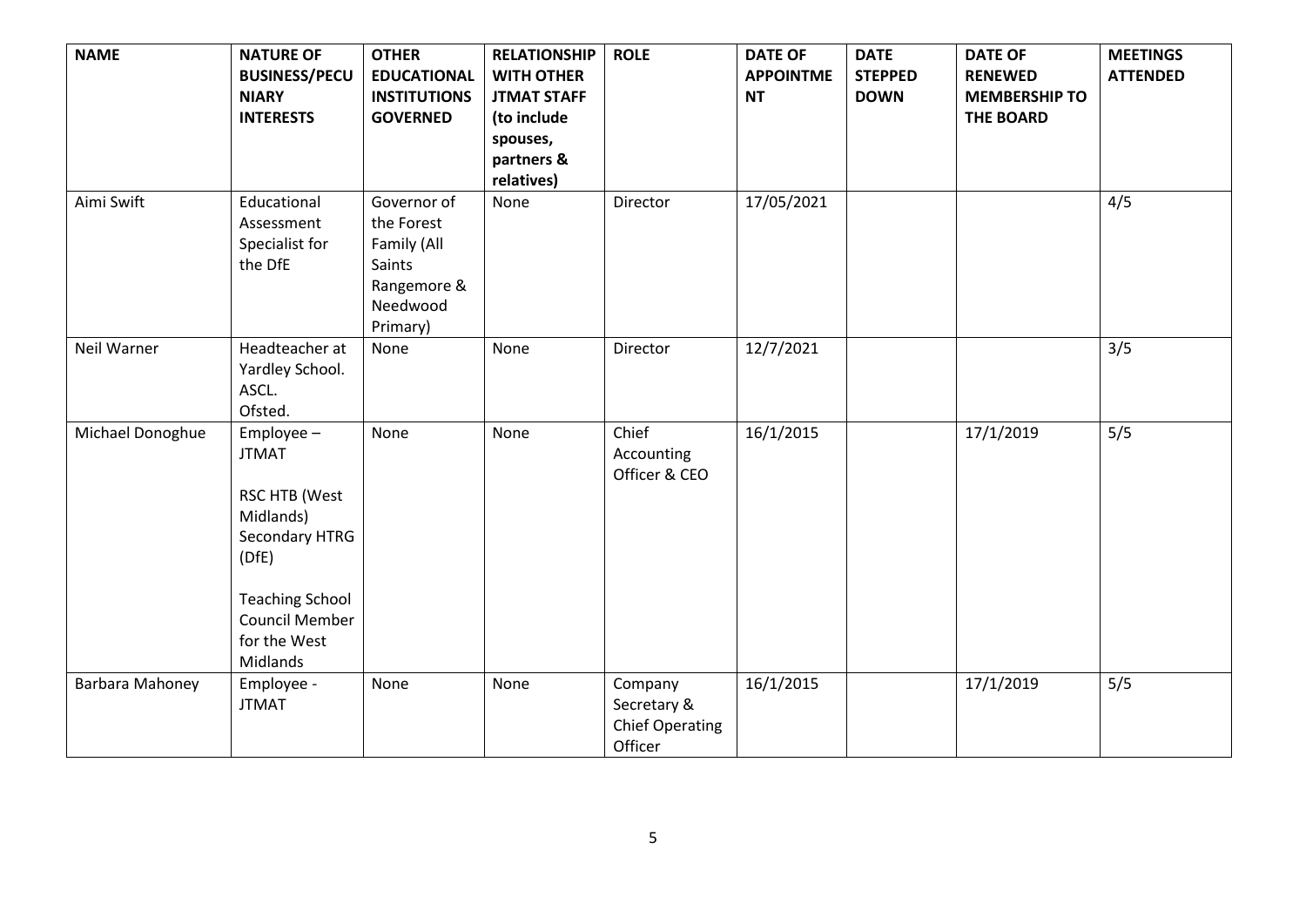| NAME | NATURE OF BUSINESS/PECUNIARY INTERESTS | OTHER EDUCATIONAL INSTITUTIONS GOVERNED | RELATIONSHIP WITH OTHER JTMAT STAFF (to include spouses, partners & relatives) | ROLE | DATE OF APPOINTMENT | DATE STEPPED DOWN | DATE OF RENEWED MEMBERSHIP TO THE BOARD | MEETINGS ATTENDED |
|---|---|---|---|---|---|---|---|---|
| Aimi Swift | Educational Assessment Specialist for the DfE | Governor of the Forest Family (All Saints Rangemore & Needwood Primary) | None | Director | 17/05/2021 | | | 4/5 |
| Neil Warner | Headteacher at Yardley School. ASCL. Ofsted. | None | None | Director | 12/7/2021 | | | 3/5 |
| Michael Donoghue | Employee – JTMAT<br><br>RSC HTB (West Midlands) Secondary HTRG (DfE)<br><br>Teaching School Council Member for the West Midlands | None | None | Chief Accounting Officer & CEO | 16/1/2015 | | 17/1/2019 | 5/5 |
| Barbara Mahoney | Employee - JTMAT | None | None | Company Secretary & Chief Operating Officer | 16/1/2015 | | 17/1/2019 | 5/5 |